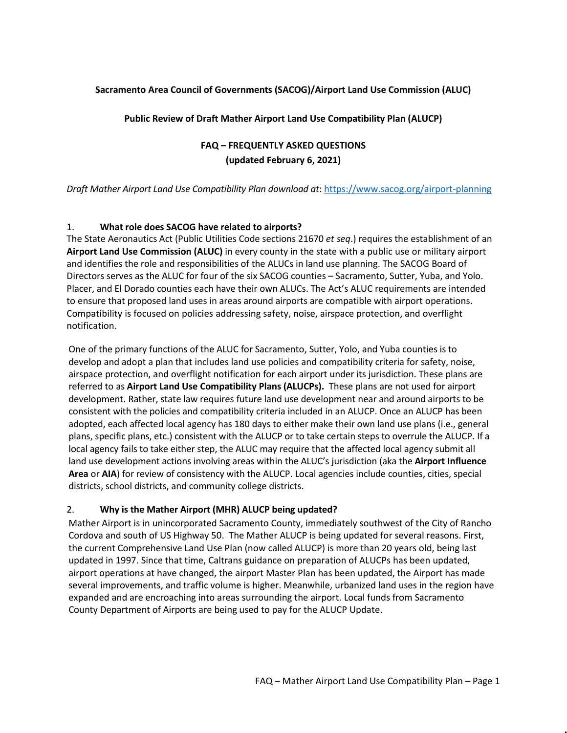**Sacramento Area Council of Governments (SACOG)/Airport Land Use Commission (ALUC)**

**Public Review of Draft Mather Airport Land Use Compatibility Plan (ALUCP)**

**FAQ – FREQUENTLY ASKED QUESTIONS**
**(updated February 6, 2021)**

*Draft Mather Airport Land Use Compatibility Plan download at*: https://www.sacog.org/airport-planning

1. **What role does SACOG have related to airports?**

The State Aeronautics Act (Public Utilities Code sections 21670 *et seq*.) requires the establishment of an **Airport Land Use Commission (ALUC)** in every county in the state with a public use or military airport and identifies the role and responsibilities of the ALUCs in land use planning. The SACOG Board of Directors serves as the ALUC for four of the six SACOG counties – Sacramento, Sutter, Yuba, and Yolo. Placer, and El Dorado counties each have their own ALUCs. The Act's ALUC requirements are intended to ensure that proposed land uses in areas around airports are compatible with airport operations. Compatibility is focused on policies addressing safety, noise, airspace protection, and overflight notification.

One of the primary functions of the ALUC for Sacramento, Sutter, Yolo, and Yuba counties is to develop and adopt a plan that includes land use policies and compatibility criteria for safety, noise, airspace protection, and overflight notification for each airport under its jurisdiction. These plans are referred to as **Airport Land Use Compatibility Plans (ALUCPs).** These plans are not used for airport development. Rather, state law requires future land use development near and around airports to be consistent with the policies and compatibility criteria included in an ALUCP. Once an ALUCP has been adopted, each affected local agency has 180 days to either make their own land use plans (i.e., general plans, specific plans, etc.) consistent with the ALUCP or to take certain steps to overrule the ALUCP. If a local agency fails to take either step, the ALUC may require that the affected local agency submit all land use development actions involving areas within the ALUC's jurisdiction (aka the **Airport Influence Area** or **AIA**) for review of consistency with the ALUCP. Local agencies include counties, cities, special districts, school districts, and community college districts.

2. **Why is the Mather Airport (MHR) ALUCP being updated?**

Mather Airport is in unincorporated Sacramento County, immediately southwest of the City of Rancho Cordova and south of US Highway 50. The Mather ALUCP is being updated for several reasons. First, the current Comprehensive Land Use Plan (now called ALUCP) is more than 20 years old, being last updated in 1997. Since that time, Caltrans guidance on preparation of ALUCPs has been updated, airport operations at have changed, the airport Master Plan has been updated, the Airport has made several improvements, and traffic volume is higher. Meanwhile, urbanized land uses in the region have expanded and are encroaching into areas surrounding the airport. Local funds from Sacramento County Department of Airports are being used to pay for the ALUCP Update.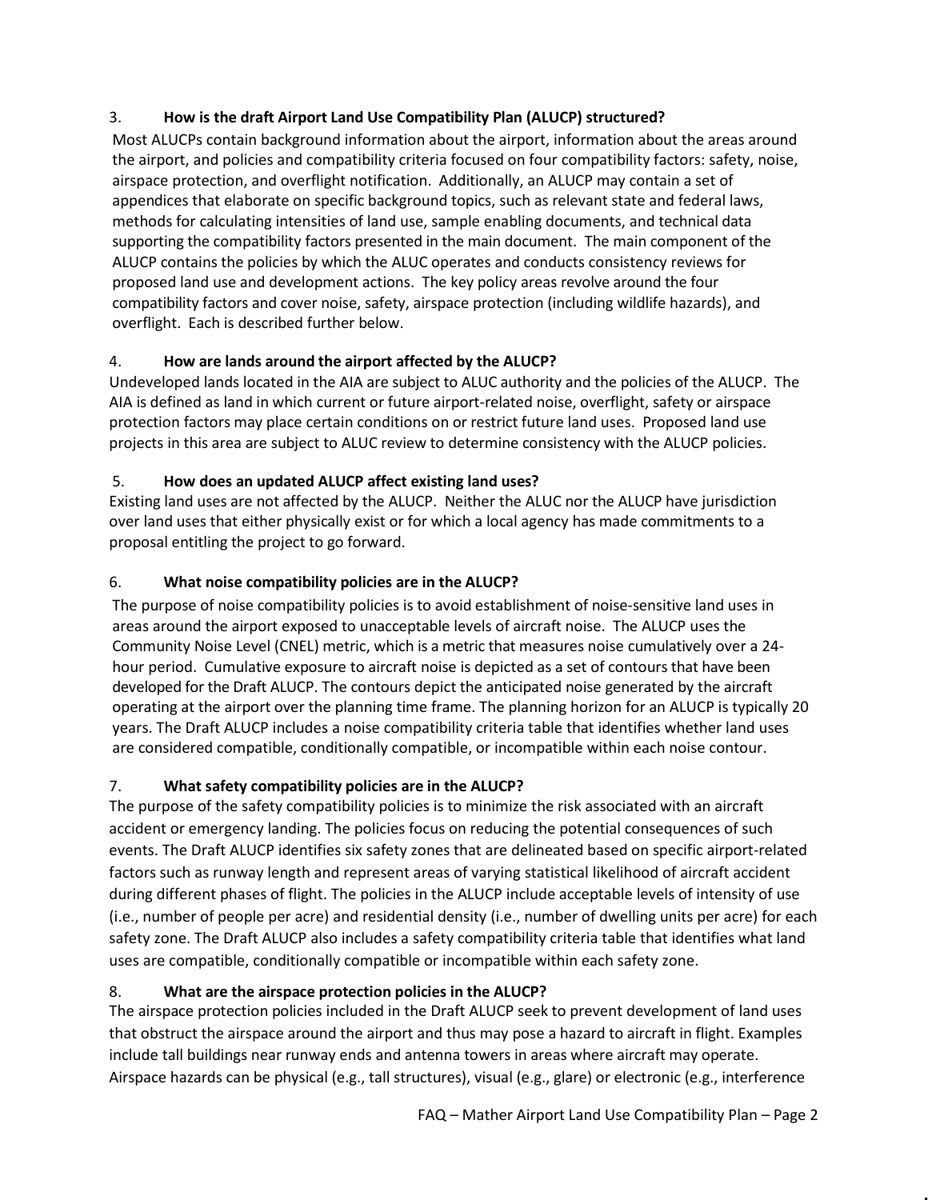### 3. How is the draft Airport Land Use Compatibility Plan (ALUCP) structured?

Most ALUCPs contain background information about the airport, information about the areas around the airport, and policies and compatibility criteria focused on four compatibility factors: safety, noise, airspace protection, and overflight notification. Additionally, an ALUCP may contain a set of appendices that elaborate on specific background topics, such as relevant state and federal laws, methods for calculating intensities of land use, sample enabling documents, and technical data supporting the compatibility factors presented in the main document. The main component of the ALUCP contains the policies by which the ALUC operates and conducts consistency reviews for proposed land use and development actions. The key policy areas revolve around the four compatibility factors and cover noise, safety, airspace protection (including wildlife hazards), and overflight. Each is described further below.

### 4. How are lands around the airport affected by the ALUCP?

Undeveloped lands located in the AIA are subject to ALUC authority and the policies of the ALUCP. The AIA is defined as land in which current or future airport-related noise, overflight, safety or airspace protection factors may place certain conditions on or restrict future land uses. Proposed land use projects in this area are subject to ALUC review to determine consistency with the ALUCP policies.

### 5. How does an updated ALUCP affect existing land uses?

Existing land uses are not affected by the ALUCP. Neither the ALUC nor the ALUCP have jurisdiction over land uses that either physically exist or for which a local agency has made commitments to a proposal entitling the project to go forward.

### 6. What noise compatibility policies are in the ALUCP?

The purpose of noise compatibility policies is to avoid establishment of noise-sensitive land uses in areas around the airport exposed to unacceptable levels of aircraft noise. The ALUCP uses the Community Noise Level (CNEL) metric, which is a metric that measures noise cumulatively over a 24-hour period. Cumulative exposure to aircraft noise is depicted as a set of contours that have been developed for the Draft ALUCP. The contours depict the anticipated noise generated by the aircraft operating at the airport over the planning time frame. The planning horizon for an ALUCP is typically 20 years. The Draft ALUCP includes a noise compatibility criteria table that identifies whether land uses are considered compatible, conditionally compatible, or incompatible within each noise contour.

### 7. What safety compatibility policies are in the ALUCP?

The purpose of the safety compatibility policies is to minimize the risk associated with an aircraft accident or emergency landing. The policies focus on reducing the potential consequences of such events. The Draft ALUCP identifies six safety zones that are delineated based on specific airport-related factors such as runway length and represent areas of varying statistical likelihood of aircraft accident during different phases of flight. The policies in the ALUCP include acceptable levels of intensity of use (i.e., number of people per acre) and residential density (i.e., number of dwelling units per acre) for each safety zone. The Draft ALUCP also includes a safety compatibility criteria table that identifies what land uses are compatible, conditionally compatible or incompatible within each safety zone.

### 8. What are the airspace protection policies in the ALUCP?

The airspace protection policies included in the Draft ALUCP seek to prevent development of land uses that obstruct the airspace around the airport and thus may pose a hazard to aircraft in flight. Examples include tall buildings near runway ends and antenna towers in areas where aircraft may operate. Airspace hazards can be physical (e.g., tall structures), visual (e.g., glare) or electronic (e.g., interference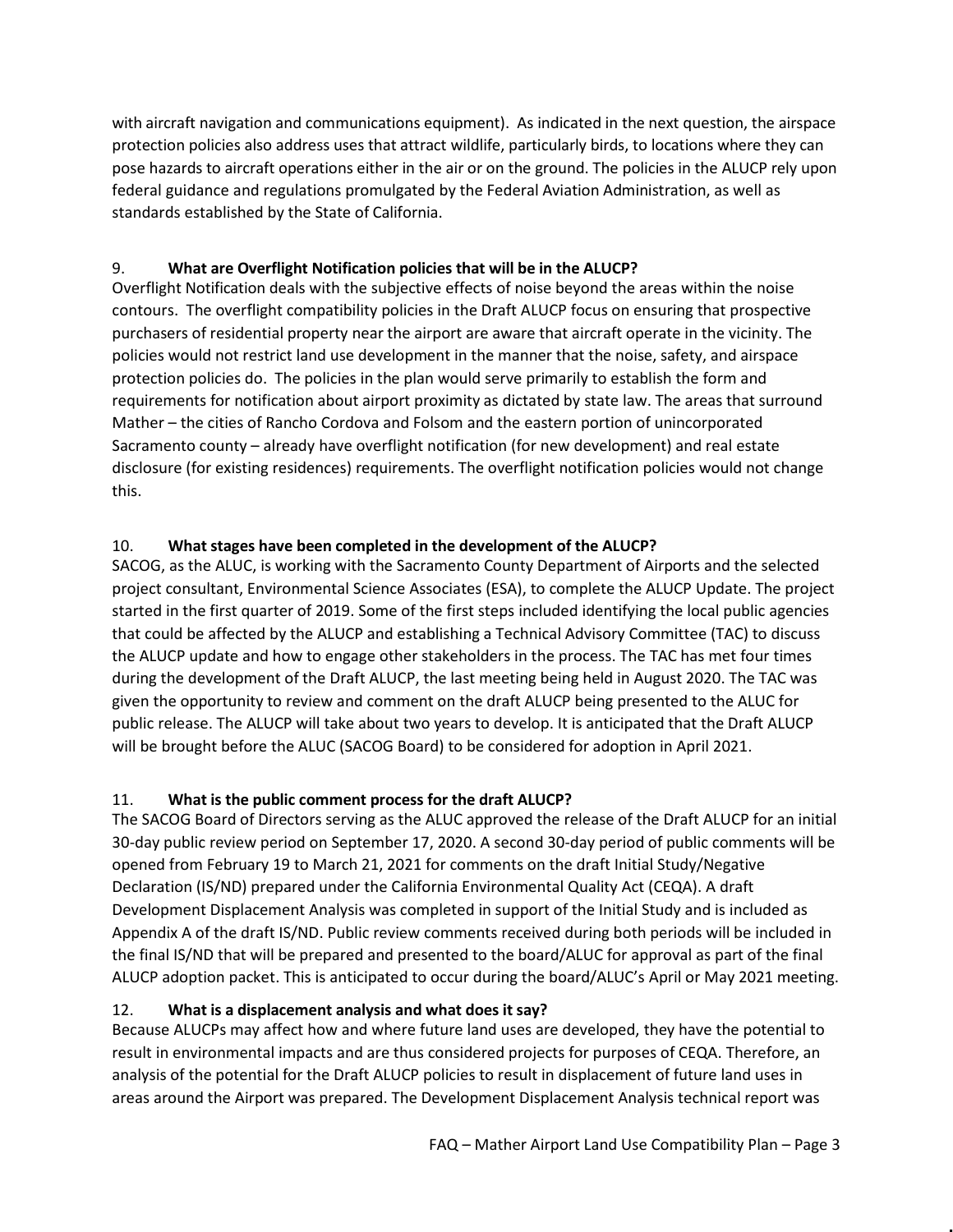with aircraft navigation and communications equipment). As indicated in the next question, the airspace protection policies also address uses that attract wildlife, particularly birds, to locations where they can pose hazards to aircraft operations either in the air or on the ground. The policies in the ALUCP rely upon federal guidance and regulations promulgated by the Federal Aviation Administration, as well as standards established by the State of California.

9. **What are Overflight Notification policies that will be in the ALUCP?**

Overflight Notification deals with the subjective effects of noise beyond the areas within the noise contours. The overflight compatibility policies in the Draft ALUCP focus on ensuring that prospective purchasers of residential property near the airport are aware that aircraft operate in the vicinity. The policies would not restrict land use development in the manner that the noise, safety, and airspace protection policies do. The policies in the plan would serve primarily to establish the form and requirements for notification about airport proximity as dictated by state law. The areas that surround Mather – the cities of Rancho Cordova and Folsom and the eastern portion of unincorporated Sacramento county – already have overflight notification (for new development) and real estate disclosure (for existing residences) requirements. The overflight notification policies would not change this.

10. **What stages have been completed in the development of the ALUCP?**

SACOG, as the ALUC, is working with the Sacramento County Department of Airports and the selected project consultant, Environmental Science Associates (ESA), to complete the ALUCP Update. The project started in the first quarter of 2019. Some of the first steps included identifying the local public agencies that could be affected by the ALUCP and establishing a Technical Advisory Committee (TAC) to discuss the ALUCP update and how to engage other stakeholders in the process. The TAC has met four times during the development of the Draft ALUCP, the last meeting being held in August 2020. The TAC was given the opportunity to review and comment on the draft ALUCP being presented to the ALUC for public release. The ALUCP will take about two years to develop. It is anticipated that the Draft ALUCP will be brought before the ALUC (SACOG Board) to be considered for adoption in April 2021.

11. **What is the public comment process for the draft ALUCP?**

The SACOG Board of Directors serving as the ALUC approved the release of the Draft ALUCP for an initial 30-day public review period on September 17, 2020. A second 30-day period of public comments will be opened from February 19 to March 21, 2021 for comments on the draft Initial Study/Negative Declaration (IS/ND) prepared under the California Environmental Quality Act (CEQA). A draft Development Displacement Analysis was completed in support of the Initial Study and is included as Appendix A of the draft IS/ND. Public review comments received during both periods will be included in the final IS/ND that will be prepared and presented to the board/ALUC for approval as part of the final ALUCP adoption packet. This is anticipated to occur during the board/ALUC's April or May 2021 meeting.

12. **What is a displacement analysis and what does it say?**

Because ALUCPs may affect how and where future land uses are developed, they have the potential to result in environmental impacts and are thus considered projects for purposes of CEQA. Therefore, an analysis of the potential for the Draft ALUCP policies to result in displacement of future land uses in areas around the Airport was prepared. The Development Displacement Analysis technical report was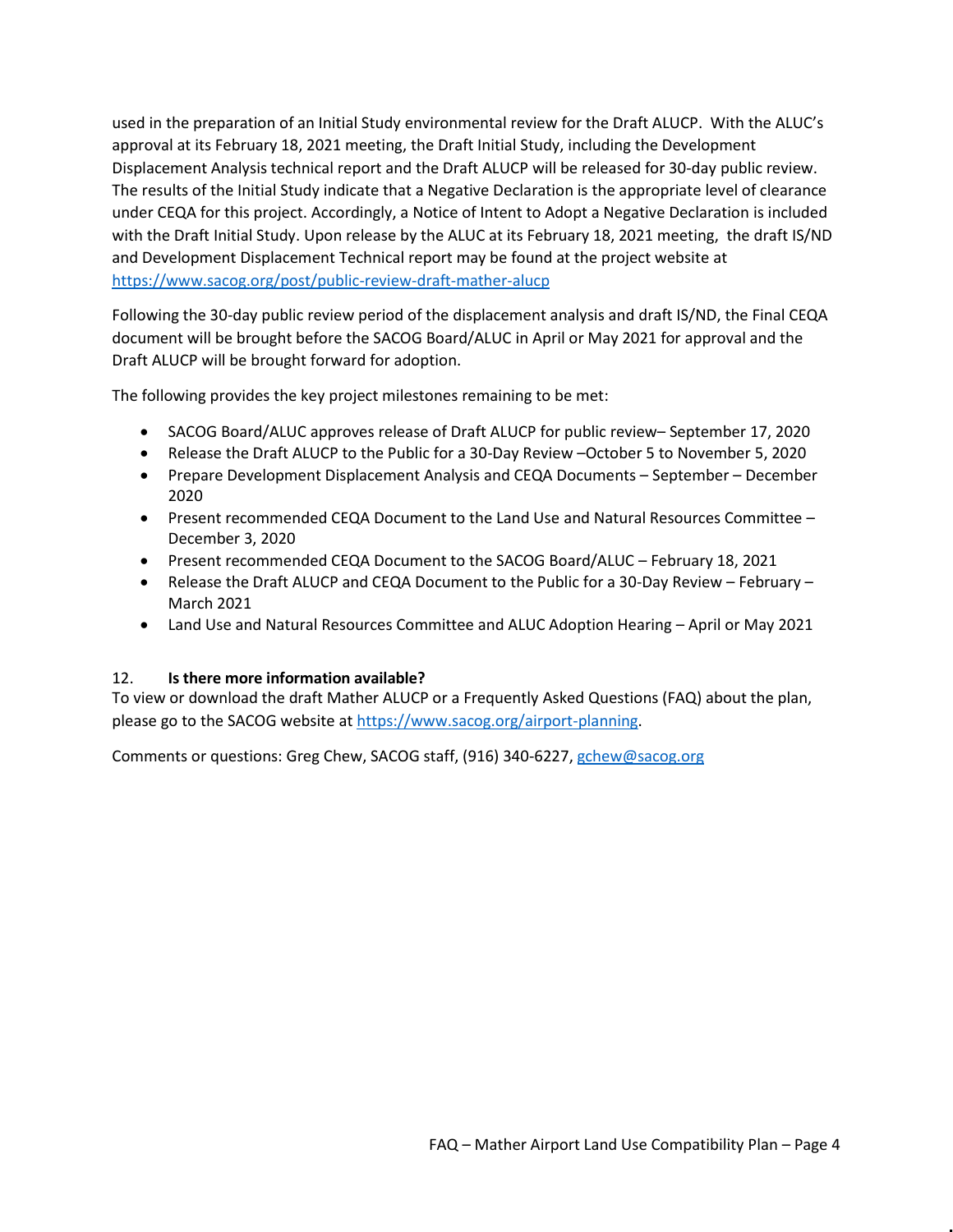used in the preparation of an Initial Study environmental review for the Draft ALUCP. With the ALUC's approval at its February 18, 2021 meeting, the Draft Initial Study, including the Development Displacement Analysis technical report and the Draft ALUCP will be released for 30-day public review. The results of the Initial Study indicate that a Negative Declaration is the appropriate level of clearance under CEQA for this project. Accordingly, a Notice of Intent to Adopt a Negative Declaration is included with the Draft Initial Study. Upon release by the ALUC at its February 18, 2021 meeting, the draft IS/ND and Development Displacement Technical report may be found at the project website at https://www.sacog.org/post/public-review-draft-mather-alucp

Following the 30-day public review period of the displacement analysis and draft IS/ND, the Final CEQA document will be brought before the SACOG Board/ALUC in April or May 2021 for approval and the Draft ALUCP will be brought forward for adoption.

The following provides the key project milestones remaining to be met:

- SACOG Board/ALUC approves release of Draft ALUCP for public review– September 17, 2020
- Release the Draft ALUCP to the Public for a 30-Day Review –October 5 to November 5, 2020
- Prepare Development Displacement Analysis and CEQA Documents – September – December 2020
- Present recommended CEQA Document to the Land Use and Natural Resources Committee – December 3, 2020
- Present recommended CEQA Document to the SACOG Board/ALUC – February 18, 2021
- Release the Draft ALUCP and CEQA Document to the Public for a 30-Day Review – February – March 2021
- Land Use and Natural Resources Committee and ALUC Adoption Hearing – April or May 2021

**12. Is there more information available?**

To view or download the draft Mather ALUCP or a Frequently Asked Questions (FAQ) about the plan, please go to the SACOG website at https://www.sacog.org/airport-planning.

Comments or questions: Greg Chew, SACOG staff, (916) 340-6227, gchew@sacog.org